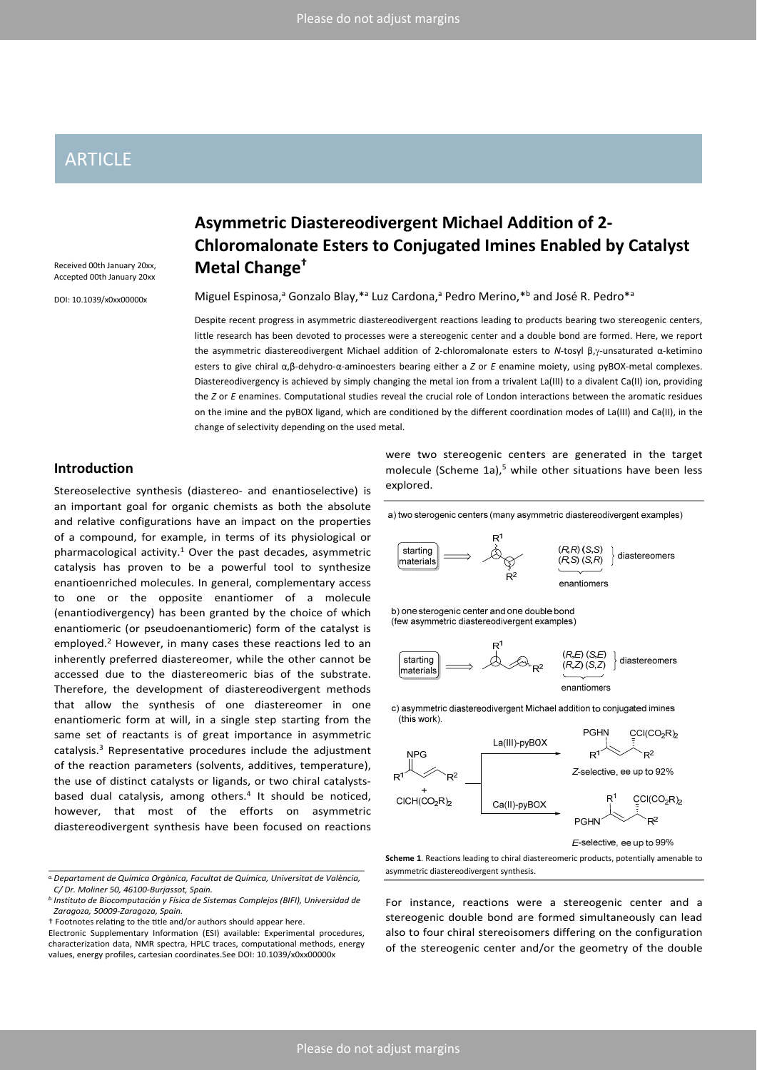ARTICLE

Received 00th January 20xx,
Accepted 00th January 20xx

DOI: 10.1039/x0xx00000x

# Asymmetric Diastereodivergent Michael Addition of 2-Chloromalonate Esters to Conjugated Imines Enabled by Catalyst Metal Change†

Miguel Espinosa,[a] Gonzalo Blay,*[a] Luz Cardona,[a] Pedro Merino,*[b] and José R. Pedro*[a]

Despite recent progress in asymmetric diastereodivergent reactions leading to products bearing two stereogenic centers, little research has been devoted to processes were a stereogenic center and a double bond are formed. Here, we report the asymmetric diastereodivergent Michael addition of 2-chloromalonate esters to *N*-tosyl β,γ-unsaturated α-ketimino esters to give chiral α,β-dehydro-α-aminoesters bearing either a *Z* or *E* enamine moiety, using pyBOX-metal complexes. Diastereodivergency is achieved by simply changing the metal ion from a trivalent La(III) to a divalent Ca(II) ion, providing the *Z* or *E* enamines. Computational studies reveal the crucial role of London interactions between the aromatic residues on the imine and the pyBOX ligand, which are conditioned by the different coordination modes of La(III) and Ca(II), in the change of selectivity depending on the used metal.

## Introduction

Stereoselective synthesis (diastereo- and enantioselective) is an important goal for organic chemists as both the absolute and relative configurations have an impact on the properties of a compound, for example, in terms of its physiological or pharmacological activity.[1] Over the past decades, asymmetric catalysis has proven to be a powerful tool to synthesize enantioenriched molecules. In general, complementary access to one or the opposite enantiomer of a molecule (enantiodivergency) has been granted by the choice of which enantiomeric (or pseudoenantiomeric) form of the catalyst is employed.[2] However, in many cases these reactions led to an inherently preferred diastereomer, while the other cannot be accessed due to the diastereomeric bias of the substrate. Therefore, the development of diastereodivergent methods that allow the synthesis of one diastereomer in one enantiomeric form at will, in a single step starting from the same set of reactants is of great importance in asymmetric catalysis.[3] Representative procedures include the adjustment of the reaction parameters (solvents, additives, temperature), the use of distinct catalysts or ligands, or two chiral catalysts-based dual catalysis, among others.[4] It should be noticed, however, that most of the efforts on asymmetric diastereodivergent synthesis have been focused on reactions were two stereogenic centers are generated in the target molecule (Scheme 1a),[5] while other situations have been less explored.

a) two sterogenic centers (many asymmetric diastereodivergent examples)

starting materials ⟹ ; (R,R) (S,S) / (R,S) (S,R) } diastereomers; enantiomers

b) one sterogenic center and one double bond (few asymmetric diastereodivergent examples)

starting materials ⟹ ; (R,E) (S,E) / (R,Z) (S,Z) } diastereomers; enantiomers

c) asymmetric diastereodivergent Michael addition to conjugated imines (this work).

La(III)-pyBOX: *Z*-selective, ee up to 92%

Ca(II)-pyBOX: *E*-selective, ee up to 99%

**Scheme 1**. Reactions leading to chiral diastereomeric products, potentially amenable to asymmetric diastereodivergent synthesis.

For instance, reactions were a stereogenic center and a stereogenic double bond are formed simultaneously can lead also to four chiral stereoisomers differing on the configuration of the stereogenic center and/or the geometry of the double

---

[a] Departament de Química Orgànica, Facultat de Química, Universitat de València, C/ Dr. Moliner 50, 46100-Burjassot, Spain.
[b] Instituto de Biocomputación y Física de Sistemas Complejos (BIFI), Universidad de Zaragoza, 50009-Zaragoza, Spain.
† Footnotes relating to the title and/or authors should appear here.
Electronic Supplementary Information (ESI) available: Experimental procedures, characterization data, NMR spectra, HPLC traces, computational methods, energy values, energy profiles, cartesian coordinates.See DOI: 10.1039/x0xx00000x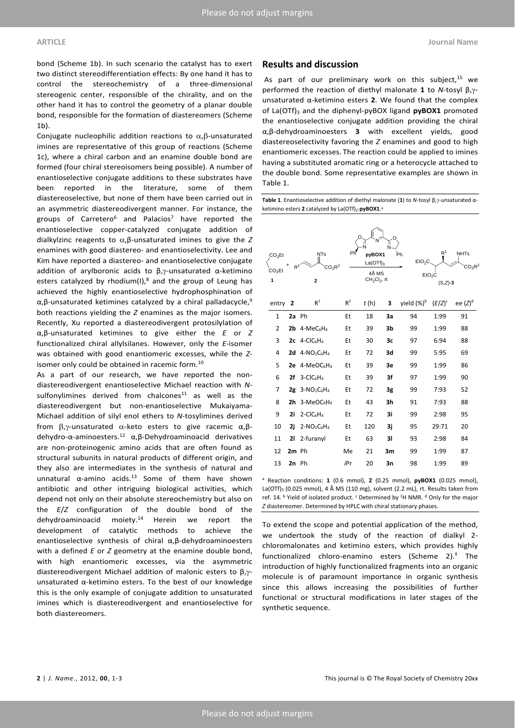bond (Scheme 1b). In such scenario the catalyst has to exert two distinct stereodifferentiation effects: By one hand it has to control the stereochemistry of a three-dimensional stereogenic center, responsible of the chirality, and on the other hand it has to control the geometry of a planar double bond, responsible for the formation of diastereomers (Scheme 1b).

Conjugate nucleophilic addition reactions to α,β-unsaturated imines are representative of this group of reactions (Scheme 1c), where a chiral carbon and an enamine double bond are formed (four chiral stereoisomers being possible). A number of enantioselective conjugate additions to these substrates have been reported in the literature, some of them diastereoselective, but none of them have been carried out in an asymmetric diastereodivergent manner. For instance, the groups of Carretero[6] and Palacios[7] have reported the enantioselective copper-catalyzed conjugate addition of dialkylzinc reagents to α,β-unsaturated imines to give the *Z* enamines with good diastereo- and enantioselectivity. Lee and Kim have reported a diastereo- and enantioselective conjugate addition of arylboronic acids to β,γ-unsaturated α-ketimino esters catalyzed by rhodium(I),[8] and the group of Leung has achieved the highly enantioselective hydrophosphination of α,β-unsaturated ketimines catalyzed by a chiral palladacycle,[9] both reactions yielding the *Z* enamines as the major isomers. Recently, Xu reported a diastereodivergent protosilylation of α,β-unsaturated ketimines to give either the *E* or *Z* functionalized chiral allylsilanes. However, only the *E*-isomer was obtained with good enantiomeric excesses, while the *Z*-isomer only could be obtained in racemic form.[10]

As a part of our research, we have reported the non-diastereodivergent enantioselective Michael reaction with *N*-sulfonylimines derived from chalcones[11] as well as the diastereodivergent but non-enantioselective Mukaiyama-Michael addition of silyl enol ethers to *N*-tosylimines derived from β,γ-unsaturated α-keto esters to give racemic α,β-dehydro-α-aminoesters.[12] α,β-Dehydroaminoacid derivatives are non-proteinogenic amino acids that are often found as structural subunits in natural products of different origin, and they also are intermediates in the synthesis of natural and unnatural α-amino acids.[13] Some of them have shown antibiotic and other intriguing biological activities, which depend not only on their absolute stereochemistry but also on the *E*/*Z* configuration of the double bond of the dehydroaminoacid moiety.[14] Herein we report the development of catalytic methods to achieve the enantioselective synthesis of chiral α,β-dehydroaminoesters with a defined *E* or *Z* geometry at the enamine double bond, with high enantiomeric excesses, via the asymmetric diastereodivergent Michael addition of malonic esters to β,γ-unsaturated α-ketimino esters. To the best of our knowledge this is the only example of conjugate addition to unsaturated imines which is diastereodivergent and enantioselective for both diastereomers.

## Results and discussion

As part of our preliminary work on this subject,[15] we performed the reaction of diethyl malonate **1** to *N*-tosyl β,γ-unsaturated α-ketimino esters **2**. We found that the complex of La(OTf)$_3$ and the diphenyl-pyBOX ligand **pyBOX1** promoted the enantioselective conjugate addition providing the chiral α,β-dehydroaminoesters **3** with excellent yields, good diastereoselectivity favoring the *Z* enamines and good to high enantiomeric excesses. The reaction could be applied to imines having a substituted aromatic ring or a heterocycle attached to the double bond. Some representative examples are shown in Table 1.

**Table 1**. Enantioselective addition of diethyl malonate (**1**) to *N*-tosyl β,γ-unsaturated α-ketimino esters **2** catalyzed by La(OTf)$_3$-**pyBOX1**.[a]

| entry | 2 | R$^1$ | R$^2$ | *t* (h) | 3 | yield (%)[b] | (*E*/*Z*)[c] | ee (*Z*)[d] |
|---|---|---|---|---|---|---|---|---|
| 1 | **2a** | Ph | Et | 18 | **3a** | 94 | 1:99 | 91 |
| 2 | **2b** | 4-MeC$_6$H$_4$ | Et | 39 | **3b** | 99 | 1:99 | 88 |
| 3 | **2c** | 4-ClC$_6$H$_4$ | Et | 30 | **3c** | 97 | 6:94 | 88 |
| 4 | **2d** | 4-NO$_2$C$_6$H$_4$ | Et | 72 | **3d** | 99 | 5:95 | 69 |
| 5 | **2e** | 4-MeOC$_6$H$_4$ | Et | 39 | **3e** | 99 | 1:99 | 86 |
| 6 | **2f** | 3-ClC$_6$H$_4$ | Et | 39 | **3f** | 97 | 1:99 | 90 |
| 7 | **2g** | 3-NO$_2$C$_6$H$_4$ | Et | 72 | **3g** | 99 | 7:93 | 52 |
| 8 | **2h** | 3-MeOC$_6$H$_4$ | Et | 43 | **3h** | 91 | 7:93 | 88 |
| 9 | **2i** | 2-ClC$_6$H$_4$ | Et | 72 | **3i** | 99 | 2:98 | 95 |
| 10 | **2j** | 2-NO$_2$C$_6$H$_4$ | Et | 120 | **3j** | 95 | 29:71 | 20 |
| 11 | **2l** | 2-furanyl | Et | 63 | **3l** | 93 | 2:98 | 84 |
| 12 | **2m** | Ph | Me | 21 | **3m** | 99 | 1:99 | 87 |
| 13 | **2n** | Ph | *i*Pr | 20 | **3n** | 98 | 1:99 | 89 |

[a] Reaction conditions: **1** (0.6 mmol), **2** (0.25 mmol), **pyBOX1** (0.025 mmol), La(OTf)$_3$ (0.025 mmol), 4 Å MS (110 mg), solvent (2.2 mL), rt. Results taken from ref. 14. [b] Yield of isolated product. [c] Determined by $^1$H NMR. [d] Only for the major *Z* diastereomer. Determined by HPLC with chiral stationary phases.

To extend the scope and potential application of the method, we undertook the study of the reaction of dialkyl 2-chloromalonates and ketimino esters, which provides highly functionalized chloro-enamino esters (Scheme 2).[‡] The introduction of highly functionalized fragments into an organic molecule is of paramount importance in organic synthesis since this allows increasing the possibilities of further functional or structural modifications in later stages of the synthetic sequence.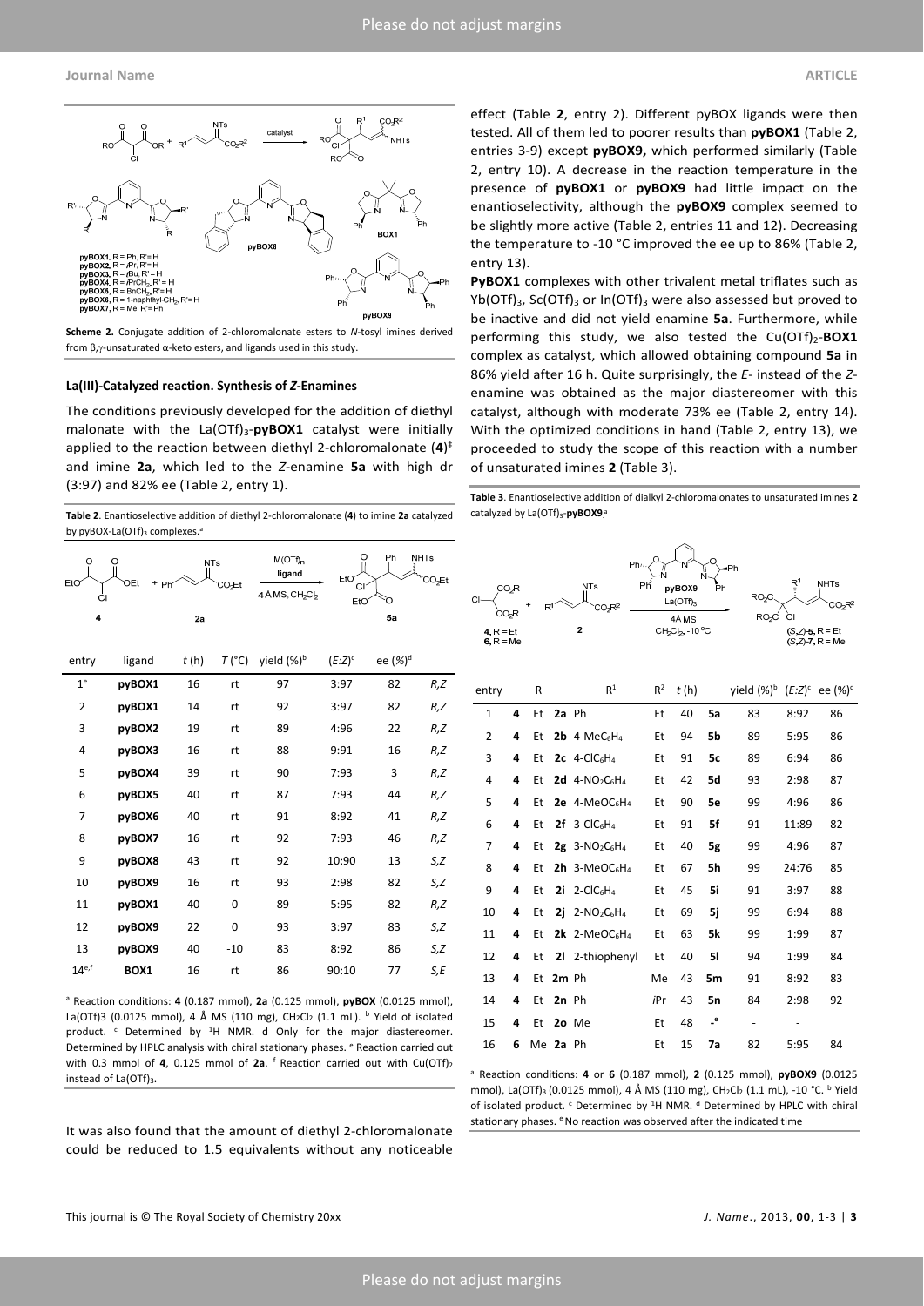**Scheme 2.** Conjugate addition of 2-chloromalonate esters to *N*-tosyl imines derived from β,γ-unsaturated α-keto esters, and ligands used in this study.

pyBOX1, R = Ph, R' = H
pyBOX2, R = *i*Pr, R' = H
pyBOX3, R = *t*Bu, R' = H
pyBOX4, R = *i*PrCH$_2$, R' = H
pyBOX5, R = BnCH$_2$, R' = H
pyBOX6, R = 1-naphthyl-CH$_2$, R' = H
pyBOX7, R = Me, R' = Ph

### La(III)-Catalyzed reaction. Synthesis of *Z*-Enamines

The conditions previously developed for the addition of diethyl malonate with the La(OTf)$_3$-**pyBOX1** catalyst were initially applied to the reaction between diethyl 2-chloromalonate (**4**)[‡] and imine **2a**, which led to the *Z*-enamine **5a** with high dr (3:97) and 82% ee (Table 2, entry 1).

**Table 2**. Enantioselective addition of diethyl 2-chloromalonate (**4**) to imine **2a** catalyzed by pyBOX-La(OTf)$_3$ complexes.[a]

| entry | ligand | *t* (h) | *T* (°C) | yield (%)[b] | (*E*:*Z*)[c] | ee (%)[d] | |
|---|---|---|---|---|---|---|---|
| 1[e] | **pyBOX1** | 16 | rt | 97 | 3:97 | 82 | *R,Z* |
| 2 | **pyBOX1** | 14 | rt | 92 | 3:97 | 82 | *R,Z* |
| 3 | **pyBOX2** | 19 | rt | 89 | 4:96 | 22 | *R,Z* |
| 4 | **pyBOX3** | 16 | rt | 88 | 9:91 | 16 | *R,Z* |
| 5 | **pyBOX4** | 39 | rt | 90 | 7:93 | 3 | *R,Z* |
| 6 | **pyBOX5** | 40 | rt | 87 | 7:93 | 44 | *R,Z* |
| 7 | **pyBOX6** | 40 | rt | 91 | 8:92 | 41 | *R,Z* |
| 8 | **pyBOX7** | 16 | rt | 92 | 7:93 | 46 | *R,Z* |
| 9 | **pyBOX8** | 43 | rt | 92 | 10:90 | 13 | *S,Z* |
| 10 | **pyBOX9** | 16 | rt | 93 | 2:98 | 82 | *S,Z* |
| 11 | **pyBOX1** | 40 | 0 | 89 | 5:95 | 82 | *R,Z* |
| 12 | **pyBOX9** | 22 | 0 | 93 | 3:97 | 83 | *S,Z* |
| 13 | **pyBOX9** | 40 | -10 | 83 | 8:92 | 86 | *S,Z* |
| 14[e,f] | **BOX1** | 16 | rt | 86 | 90:10 | 77 | *S,E* |

[a] Reaction conditions: **4** (0.187 mmol), **2a** (0.125 mmol), **pyBOX** (0.0125 mmol), La(OTf)3 (0.0125 mmol), 4 Å MS (110 mg), CH$_2$Cl$_2$ (1.1 mL). [b] Yield of isolated product. [c] Determined by $^1$H NMR. d Only for the major diastereomer. Determined by HPLC analysis with chiral stationary phases. [e] Reaction carried out with 0.3 mmol of **4**, 0.125 mmol of **2a**. [f] Reaction carried out with Cu(OTf)$_2$ instead of La(OTf)$_3$.

It was also found that the amount of diethyl 2-chloromalonate could be reduced to 1.5 equivalents without any noticeable effect (Table **2**, entry 2). Different pyBOX ligands were then tested. All of them led to poorer results than **pyBOX1** (Table 2, entries 3-9) except **pyBOX9,** which performed similarly (Table 2, entry 10). A decrease in the reaction temperature in the presence of **pyBOX1** or **pyBOX9** had little impact on the enantioselectivity, although the **pyBOX9** complex seemed to be slightly more active (Table 2, entries 11 and 12). Decreasing the temperature to -10 °C improved the ee up to 86% (Table 2, entry 13).

**PyBOX1** complexes with other trivalent metal triflates such as Yb(OTf)$_3$, Sc(OTf)$_3$ or In(OTf)$_3$ were also assessed but proved to be inactive and did not yield enamine **5a**. Furthermore, while performing this study, we also tested the Cu(OTf)$_2$-**BOX1** complex as catalyst, which allowed obtaining compound **5a** in 86% yield after 16 h. Quite surprisingly, the *E*- instead of the *Z*-enamine was obtained as the major diastereomer with this catalyst, although with moderate 73% ee (Table 2, entry 14). With the optimized conditions in hand (Table 2, entry 13), we proceeded to study the scope of this reaction with a number of unsaturated imines **2** (Table 3).

**Table 3**. Enantioselective addition of dialkyl 2-chloromalonates to unsaturated imines **2** catalyzed by La(OTf)$_3$-**pyBOX9**.[a]

| entry | | R | | R$^1$ | R$^2$ | *t* (h) | | yield (%)[b] | (*E*:*Z*)[c] | ee (%)[d] |
|---|---|---|---|---|---|---|---|---|---|---|
| 1 | **4** | Et | **2a** | Ph | Et | 40 | **5a** | 83 | 8:92 | 86 |
| 2 | **4** | Et | **2b** | 4-MeC$_6$H$_4$ | Et | 94 | **5b** | 89 | 5:95 | 86 |
| 3 | **4** | Et | **2c** | 4-ClC$_6$H$_4$ | Et | 91 | **5c** | 89 | 6:94 | 86 |
| 4 | **4** | Et | **2d** | 4-NO$_2$C$_6$H$_4$ | Et | 42 | **5d** | 93 | 2:98 | 87 |
| 5 | **4** | Et | **2e** | 4-MeOC$_6$H$_4$ | Et | 90 | **5e** | 99 | 4:96 | 86 |
| 6 | **4** | Et | **2f** | 3-ClC$_6$H$_4$ | Et | 91 | **5f** | 91 | 11:89 | 82 |
| 7 | **4** | Et | **2g** | 3-NO$_2$C$_6$H$_4$ | Et | 40 | **5g** | 99 | 4:96 | 87 |
| 8 | **4** | Et | **2h** | 3-MeOC$_6$H$_4$ | Et | 67 | **5h** | 99 | 24:76 | 85 |
| 9 | **4** | Et | **2i** | 2-ClC$_6$H$_4$ | Et | 45 | **5i** | 91 | 3:97 | 88 |
| 10 | **4** | Et | **2j** | 2-NO$_2$C$_6$H$_4$ | Et | 69 | **5j** | 99 | 6:94 | 88 |
| 11 | **4** | Et | **2k** | 2-MeOC$_6$H$_4$ | Et | 63 | **5k** | 99 | 1:99 | 87 |
| 12 | **4** | Et | **2l** | 2-thiophenyl | Et | 40 | **5l** | 94 | 1:99 | 84 |
| 13 | **4** | Et | **2m** | Ph | Me | 43 | **5m** | 91 | 8:92 | 83 |
| 14 | **4** | Et | **2n** | Ph | *i*Pr | 43 | **5n** | 84 | 2:98 | 92 |
| 15 | **4** | Et | **2o** | Me | Et | 48 | -[e] | - | - | |
| 16 | **6** | Me | **2a** | Ph | Et | 15 | **7a** | 82 | 5:95 | 84 |

[a] Reaction conditions: **4** or **6** (0.187 mmol), **2** (0.125 mmol), **pyBOX9** (0.0125 mmol), La(OTf)$_3$ (0.0125 mmol), 4 Å MS (110 mg), CH$_2$Cl$_2$ (1.1 mL), -10 °C. [b] Yield of isolated product. [c] Determined by $^1$H NMR. [d] Determined by HPLC with chiral stationary phases. [e] No reaction was observed after the indicated time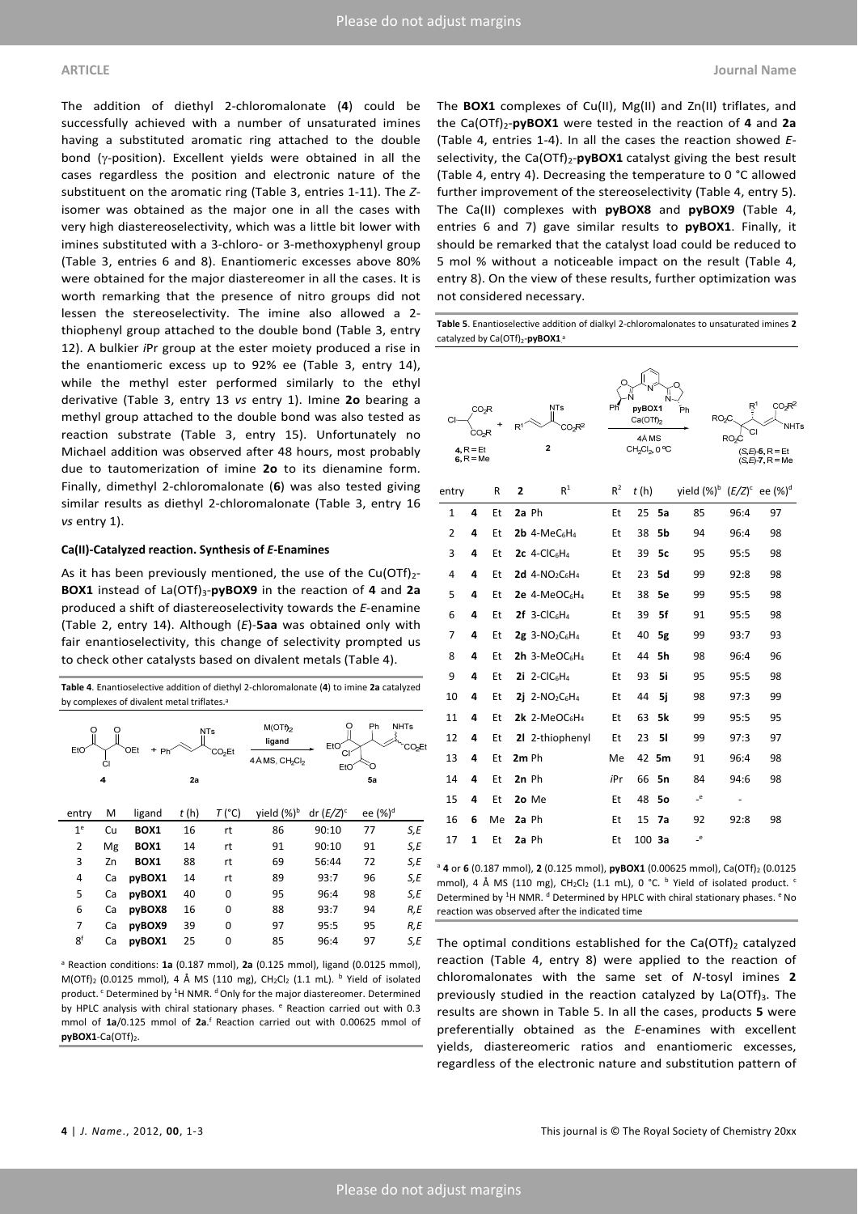The addition of diethyl 2-chloromalonate (**4**) could be successfully achieved with a number of unsaturated imines having a substituted aromatic ring attached to the double bond (γ-position). Excellent yields were obtained in all the cases regardless the position and electronic nature of the substituent on the aromatic ring (Table 3, entries 1-11). The *Z*-isomer was obtained as the major one in all the cases with very high diastereoselectivity, which was a little bit lower with imines substituted with a 3-chloro- or 3-methoxyphenyl group (Table 3, entries 6 and 8). Enantiomeric excesses above 80% were obtained for the major diastereomer in all the cases. It is worth remarking that the presence of nitro groups did not lessen the stereoselectivity. The imine also allowed a 2-thiophenyl group attached to the double bond (Table 3, entry 12). A bulkier *i*Pr group at the ester moiety produced a rise in the enantiomeric excess up to 92% ee (Table 3, entry 14), while the methyl ester performed similarly to the ethyl derivative (Table 3, entry 13 *vs* entry 1). Imine **2o** bearing a methyl group attached to the double bond was also tested as reaction substrate (Table 3, entry 15). Unfortunately no Michael addition was observed after 48 hours, most probably due to tautomerization of imine **2o** to its dienamine form. Finally, dimethyl 2-chloromalonate (**6**) was also tested giving similar results as diethyl 2-chloromalonate (Table 3, entry 16 *vs* entry 1).

### Ca(II)-Catalyzed reaction. Synthesis of *E*-Enamines

As it has been previously mentioned, the use of the $Cu(OTf)_2$-**BOX1** instead of $La(OTf)_3$-**pyBOX9** in the reaction of **4** and **2a** produced a shift of diastereoselectivity towards the *E*-enamine (Table 2, entry 14). Although (*E*)-**5aa** was obtained only with fair enantioselectivity, this change of selectivity prompted us to check other catalysts based on divalent metals (Table 4).

**Table 4**. Enantioselective addition of diethyl 2-chloromalonate (**4**) to imine **2a** catalyzed by complexes of divalent metal triflates.[a]

| entry | M | ligand | *t* (h) | *T* (°C) | yield (%)[b] | dr (*E/Z*)[c] | ee (%)[d] | |
|---|---|---|---|---|---|---|---|---|
| 1[e] | Cu | **BOX1** | 16 | rt | 86 | 90:10 | 77 | *S,E* |
| 2 | Mg | **BOX1** | 14 | rt | 91 | 90:10 | 91 | *S,E* |
| 3 | Zn | **BOX1** | 88 | rt | 69 | 56:44 | 72 | *S,E* |
| 4 | Ca | **pyBOX1** | 14 | rt | 89 | 93:7 | 96 | *S,E* |
| 5 | Ca | **pyBOX1** | 40 | 0 | 95 | 96:4 | 98 | *S,E* |
| 6 | Ca | **pyBOX8** | 16 | 0 | 88 | 93:7 | 94 | *R,E* |
| 7 | Ca | **pyBOX9** | 39 | 0 | 97 | 95:5 | 95 | *R,E* |
| 8[f] | Ca | **pyBOX1** | 25 | 0 | 85 | 96:4 | 97 | *S,E* |

[a] Reaction conditions: **1a** (0.187 mmol), **2a** (0.125 mmol), ligand (0.0125 mmol), $M(OTf)_2$ (0.0125 mmol), 4 Å MS (110 mg), $CH_2Cl_2$ (1.1 mL). [b] Yield of isolated product. [c] Determined by $^1$H NMR. [d] Only for the major diastereomer. Determined by HPLC analysis with chiral stationary phases. [e] Reaction carried out with 0.3 mmol of **1a**/0.125 mmol of **2a**. [f] Reaction carried out with 0.00625 mmol of **pyBOX1**-$Ca(OTf)_2$.

The **BOX1** complexes of Cu(II), Mg(II) and Zn(II) triflates, and the $Ca(OTf)_2$-**pyBOX1** were tested in the reaction of **4** and **2a** (Table 4, entries 1-4). In all the cases the reaction showed *E*-selectivity, the $Ca(OTf)_2$-**pyBOX1** catalyst giving the best result (Table 4, entry 4). Decreasing the temperature to 0 °C allowed further improvement of the stereoselectivity (Table 4, entry 5). The Ca(II) complexes with **pyBOX8** and **pyBOX9** (Table 4, entries 6 and 7) gave similar results to **pyBOX1**. Finally, it should be remarked that the catalyst load could be reduced to 5 mol % without a noticeable impact on the result (Table 4, entry 8). On the view of these results, further optimization was not considered necessary.

**Table 5**. Enantioselective addition of dialkyl 2-chloromalonates to unsaturated imines **2** catalyzed by $Ca(OTf)_2$-**pyBOX1**.[a]

| entry | | R | **2** | R[1] | R[2] | *t* (h) | | yield (%)[b] | (*E/Z*)[c] | ee (%)[d] |
|---|---|---|---|---|---|---|---|---|---|---|
| 1 | **4** | Et | **2a** | Ph | Et | 25 | **5a** | 85 | 96:4 | 97 |
| 2 | **4** | Et | **2b** | 4-$MeC_6H_4$ | Et | 38 | **5b** | 94 | 96:4 | 98 |
| 3 | **4** | Et | **2c** | 4-$ClC_6H_4$ | Et | 39 | **5c** | 95 | 95:5 | 98 |
| 4 | **4** | Et | **2d** | 4-$NO_2C_6H_4$ | Et | 23 | **5d** | 99 | 92:8 | 98 |
| 5 | **4** | Et | **2e** | 4-$MeOC_6H_4$ | Et | 38 | **5e** | 99 | 95:5 | 98 |
| 6 | **4** | Et | **2f** | 3-$ClC_6H_4$ | Et | 39 | **5f** | 91 | 95:5 | 98 |
| 7 | **4** | Et | **2g** | 3-$NO_2C_6H_4$ | Et | 40 | **5g** | 99 | 93:7 | 93 |
| 8 | **4** | Et | **2h** | 3-$MeOC_6H_4$ | Et | 44 | **5h** | 98 | 96:4 | 96 |
| 9 | **4** | Et | **2i** | 2-$ClC_6H_4$ | Et | 93 | **5i** | 95 | 95:5 | 98 |
| 10 | **4** | Et | **2j** | 2-$NO_2C_6H_4$ | Et | 44 | **5j** | 98 | 97:3 | 99 |
| 11 | **4** | Et | **2k** | 2-$MeOC_6H_4$ | Et | 63 | **5k** | 99 | 95:5 | 95 |
| 12 | **4** | Et | **2l** | 2-thiophenyl | Et | 23 | **5l** | 99 | 97:3 | 97 |
| 13 | **4** | Et | **2m** | Ph | Me | 42 | **5m** | 91 | 96:4 | 98 |
| 14 | **4** | Et | **2n** | Ph | *i*Pr | 66 | **5n** | 84 | 94:6 | 98 |
| 15 | **4** | Et | **2o** | Me | Et | 48 | **5o** | -[e] | - | |
| 16 | **6** | Me | **2a** | Ph | Et | 15 | **7a** | 92 | 92:8 | 98 |
| 17 | **1** | Et | **2a** | Ph | Et | 100 | **3a** | -[e] | | |

[a] **4** or **6** (0.187 mmol), **2** (0.125 mmol), **pyBOX1** (0.00625 mmol), $Ca(OTf)_2$ (0.0125 mmol), 4 Å MS (110 mg), $CH_2Cl_2$ (1.1 mL), 0 °C. [b] Yield of isolated product. [c] Determined by $^1$H NMR. [d] Determined by HPLC with chiral stationary phases. [e] No reaction was observed after the indicated time

The optimal conditions established for the $Ca(OTf)_2$ catalyzed reaction (Table 4, entry 8) were applied to the reaction of chloromalonates with the same set of *N*-tosyl imines **2** previously studied in the reaction catalyzed by $La(OTf)_3$. The results are shown in Table 5. In all the cases, products **5** were preferentially obtained as the *E*-enamines with excellent yields, diastereomeric ratios and enantiomeric excesses, regardless of the electronic nature and substitution pattern of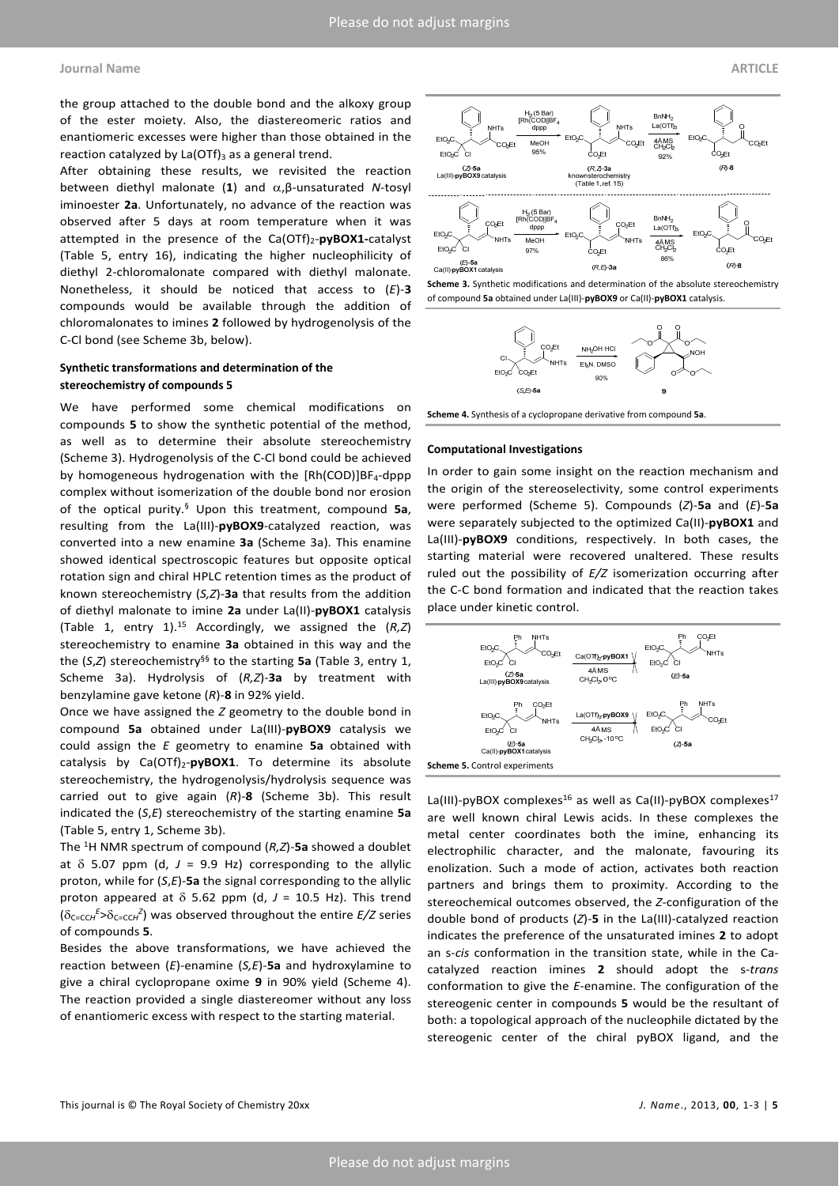the group attached to the double bond and the alkoxy group of the ester moiety. Also, the diastereomeric ratios and enantiomeric excesses were higher than those obtained in the reaction catalyzed by $La(OTf)_3$ as a general trend.

After obtaining these results, we revisited the reaction between diethyl malonate (**1**) and α,β-unsaturated *N*-tosyl iminoester **2a**. Unfortunately, no advance of the reaction was observed after 5 days at room temperature when it was attempted in the presence of the $Ca(OTf)_2$-**pyBOX1**-catalyst (Table 5, entry 16), indicating the higher nucleophilicity of diethyl 2-chloromalonate compared with diethyl malonate. Nonetheless, it should be noticed that access to (*E*)-**3** compounds would be available through the addition of chloromalonates to imines **2** followed by hydrogenolysis of the C-Cl bond (see Scheme 3b, below).

### Synthetic transformations and determination of the stereochemistry of compounds 5

We have performed some chemical modifications on compounds **5** to show the synthetic potential of the method, as well as to determine their absolute stereochemistry (Scheme 3). Hydrogenolysis of the C-Cl bond could be achieved by homogeneous hydrogenation with the $[Rh(COD)]BF_4$-dppp complex without isomerization of the double bond nor erosion of the optical purity.§ Upon this treatment, compound **5a**, resulting from the La(III)-**pyBOX9**-catalyzed reaction, was converted into a new enamine **3a** (Scheme 3a). This enamine showed identical spectroscopic features but opposite optical rotation sign and chiral HPLC retention times as the product of known stereochemistry (*S,Z*)-**3a** that results from the addition of diethyl malonate to imine **2a** under La(II)-**pyBOX1** catalysis (Table 1, entry 1).[15] Accordingly, we assigned the (*R,Z*) stereochemistry to enamine **3a** obtained in this way and the the (*S,Z*) stereochemistry§§ to the starting **5a** (Table 3, entry 1, Scheme 3a). Hydrolysis of (*R,Z*)-**3a** by treatment with benzylamine gave ketone (*R*)-**8** in 92% yield.

Once we have assigned the *Z* geometry to the double bond in compound **5a** obtained under La(III)-**pyBOX9** catalysis we could assign the *E* geometry to enamine **5a** obtained with catalysis by $Ca(OTf)_2$-**pyBOX1**. To determine its absolute stereochemistry, the hydrogenolysis/hydrolysis sequence was carried out to give again (*R*)-**8** (Scheme 3b). This result indicated the (*S,E*) stereochemistry of the starting enamine **5a** (Table 5, entry 1, Scheme 3b).

The $^1H$ NMR spectrum of compound (*R,Z*)-**5a** showed a doublet at δ 5.07 ppm (d, *J* = 9.9 Hz) corresponding to the allylic proton, while for (*S,E*)-**5a** the signal corresponding to the allylic proton appeared at δ 5.62 ppm (d, *J* = 10.5 Hz). This trend ($\delta_{C=CCH}{}^{E} > \delta_{C=CCH}{}^{Z}$) was observed throughout the entire *E/Z* series of compounds **5**.

Besides the above transformations, we have achieved the reaction between (*E*)-enamine (*S,E*)-**5a** and hydroxylamine to give a chiral cyclopropane oxime **9** in 90% yield (Scheme 4). The reaction provided a single diastereomer without any loss of enantiomeric excess with respect to the starting material.

**Scheme 3.** Synthetic modifications and determination of the absolute stereochemistry of compound **5a** obtained under La(III)-**pyBOX9** or Ca(II)-**pyBOX1** catalysis.

**Scheme 4.** Synthesis of a cyclopropane derivative from compound **5a**.

### Computational Investigations

In order to gain some insight on the reaction mechanism and the origin of the stereoselectivity, some control experiments were performed (Scheme 5). Compounds (*Z*)-**5a** and (*E*)-**5a** were separately subjected to the optimized Ca(II)-**pyBOX1** and La(III)-**pyBOX9** conditions, respectively. In both cases, the starting material were recovered unaltered. These results ruled out the possibility of *E/Z* isomerization occurring after the C-C bond formation and indicated that the reaction takes place under kinetic control.

**Scheme 5.** Control experiments

La(III)-pyBOX complexes[16] as well as Ca(II)-pyBOX complexes[17] are well known chiral Lewis acids. In these complexes the metal center coordinates both the imine, enhancing its electrophilic character, and the malonate, favouring its enolization. Such a mode of action, activates both reaction partners and brings them to proximity. According to the stereochemical outcomes observed, the *Z*-configuration of the double bond of products (*Z*)-**5** in the La(III)-catalyzed reaction indicates the preference of the unsaturated imines **2** to adopt an *s-cis* conformation in the transition state, while in the Ca-catalyzed reaction imines **2** should adopt the *s-trans* conformation to give the *E*-enamine. The configuration of the stereogenic center in compounds **5** would be the resultant of both: a topological approach of the nucleophile dictated by the stereogenic center of the chiral pyBOX ligand, and the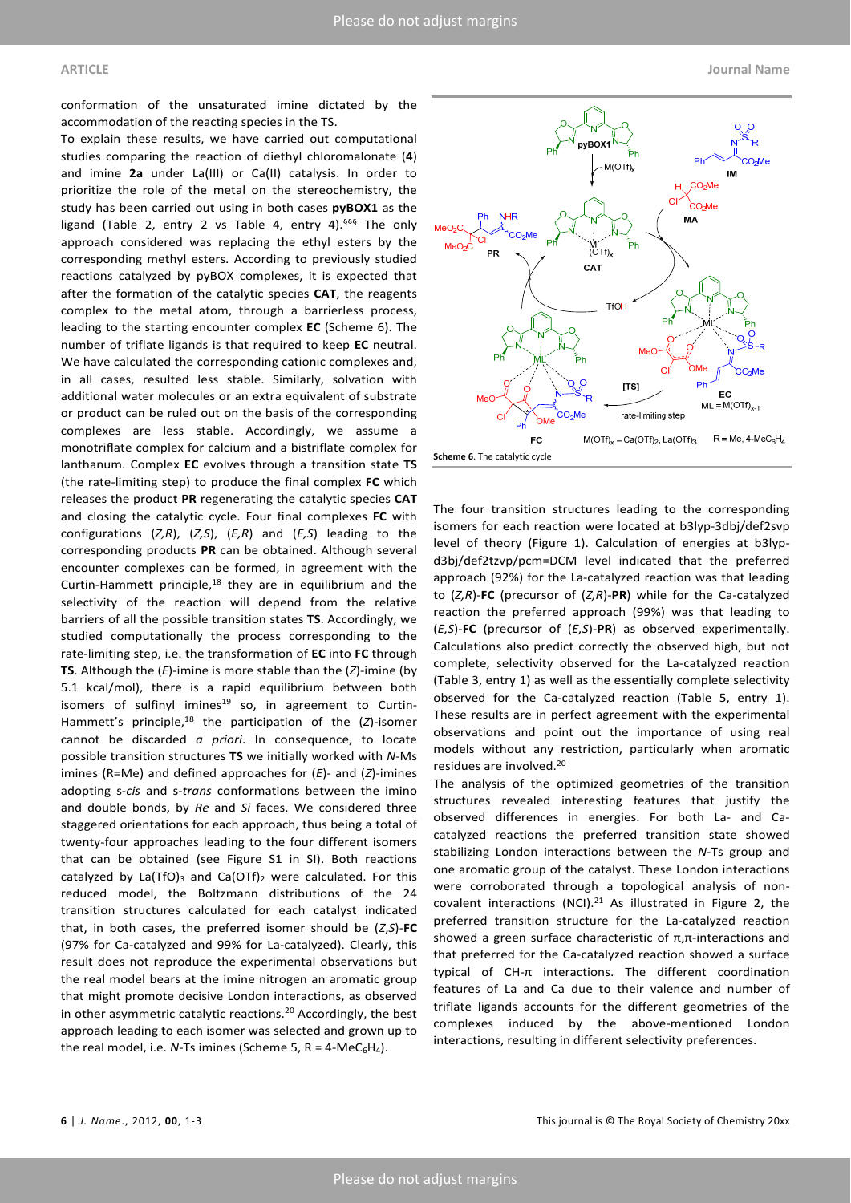conformation of the unsaturated imine dictated by the accommodation of the reacting species in the TS.

To explain these results, we have carried out computational studies comparing the reaction of diethyl chloromalonate (**4**) and imine **2a** under La(III) or Ca(II) catalysis. In order to prioritize the role of the metal on the stereochemistry, the study has been carried out using in both cases **pyBOX1** as the ligand (Table 2, entry 2 vs Table 4, entry 4).[§§§] The only approach considered was replacing the ethyl esters by the corresponding methyl esters. According to previously studied reactions catalyzed by pyBOX complexes, it is expected that after the formation of the catalytic species **CAT**, the reagents complex to the metal atom, through a barrierless process, leading to the starting encounter complex **EC** (Scheme 6). The number of triflate ligands is that required to keep **EC** neutral. We have calculated the corresponding cationic complexes and, in all cases, resulted less stable. Similarly, solvation with additional water molecules or an extra equivalent of substrate or product can be ruled out on the basis of the corresponding complexes are less stable. Accordingly, we assume a monotriflate complex for calcium and a bistriflate complex for lanthanum. Complex **EC** evolves through a transition state **TS** (the rate-limiting step) to produce the final complex **FC** which releases the product **PR** regenerating the catalytic species **CAT** and closing the catalytic cycle. Four final complexes **FC** with configurations (*Z,R*), (*Z,S*), (*E,R*) and (*E,S*) leading to the corresponding products **PR** can be obtained. Although several encounter complexes can be formed, in agreement with the Curtin-Hammett principle,[18] they are in equilibrium and the selectivity of the reaction will depend from the relative barriers of all the possible transition states **TS**. Accordingly, we studied computationally the process corresponding to the rate-limiting step, i.e. the transformation of **EC** into **FC** through **TS**. Although the (*E*)-imine is more stable than the (*Z*)-imine (by 5.1 kcal/mol), there is a rapid equilibrium between both isomers of sulfinyl imines[19] so, in agreement to Curtin-Hammett's principle,[18] the participation of the (*Z*)-isomer cannot be discarded *a priori*. In consequence, to locate possible transition structures **TS** we initially worked with *N*-Ms imines (R=Me) and defined approaches for (*E*)- and (*Z*)-imines adopting s-*cis* and s-*trans* conformations between the imino and double bonds, by *Re* and *Si* faces. We considered three staggered orientations for each approach, thus being a total of twenty-four approaches leading to the four different isomers that can be obtained (see Figure S1 in SI). Both reactions catalyzed by $La(TfO)_3$ and $Ca(OTf)_2$ were calculated. For this reduced model, the Boltzmann distributions of the 24 transition structures calculated for each catalyst indicated that, in both cases, the preferred isomer should be (*Z,S*)-**FC** (97% for Ca-catalyzed and 99% for La-catalyzed). Clearly, this result does not reproduce the experimental observations but the real model bears at the imine nitrogen an aromatic group that might promote decisive London interactions, as observed in other asymmetric catalytic reactions.[20] Accordingly, the best approach leading to each isomer was selected and grown up to the real model, i.e. *N*-Ts imines (Scheme 5, R = 4-$MeC_6H_4$).

**Scheme 6**. The catalytic cycle

The four transition structures leading to the corresponding isomers for each reaction were located at b3lyp-3dbj/def2svp level of theory (Figure 1). Calculation of energies at b3lyp-d3bj/def2tzvp/pcm=DCM level indicated that the preferred approach (92%) for the La-catalyzed reaction was that leading to (*Z,R*)-**FC** (precursor of (*Z,R*)-**PR**) while for the Ca-catalyzed reaction the preferred approach (99%) was that leading to (*E,S*)-**FC** (precursor of (*E,S*)-**PR**) as observed experimentally. Calculations also predict correctly the observed high, but not complete, selectivity observed for the La-catalyzed reaction (Table 3, entry 1) as well as the essentially complete selectivity observed for the Ca-catalyzed reaction (Table 5, entry 1). These results are in perfect agreement with the experimental observations and point out the importance of using real models without any restriction, particularly when aromatic residues are involved.[20]

The analysis of the optimized geometries of the transition structures revealed interesting features that justify the observed differences in energies. For both La- and Ca-catalyzed reactions the preferred transition state showed stabilizing London interactions between the *N*-Ts group and one aromatic group of the catalyst. These London interactions were corroborated through a topological analysis of non-covalent interactions (NCI).[21] As illustrated in Figure 2, the preferred transition structure for the La-catalyzed reaction showed a green surface characteristic of π,π-interactions and that preferred for the Ca-catalyzed reaction showed a surface typical of CH-π interactions. The different coordination features of La and Ca due to their valence and number of triflate ligands accounts for the different geometries of the complexes induced by the above-mentioned London interactions, resulting in different selectivity preferences.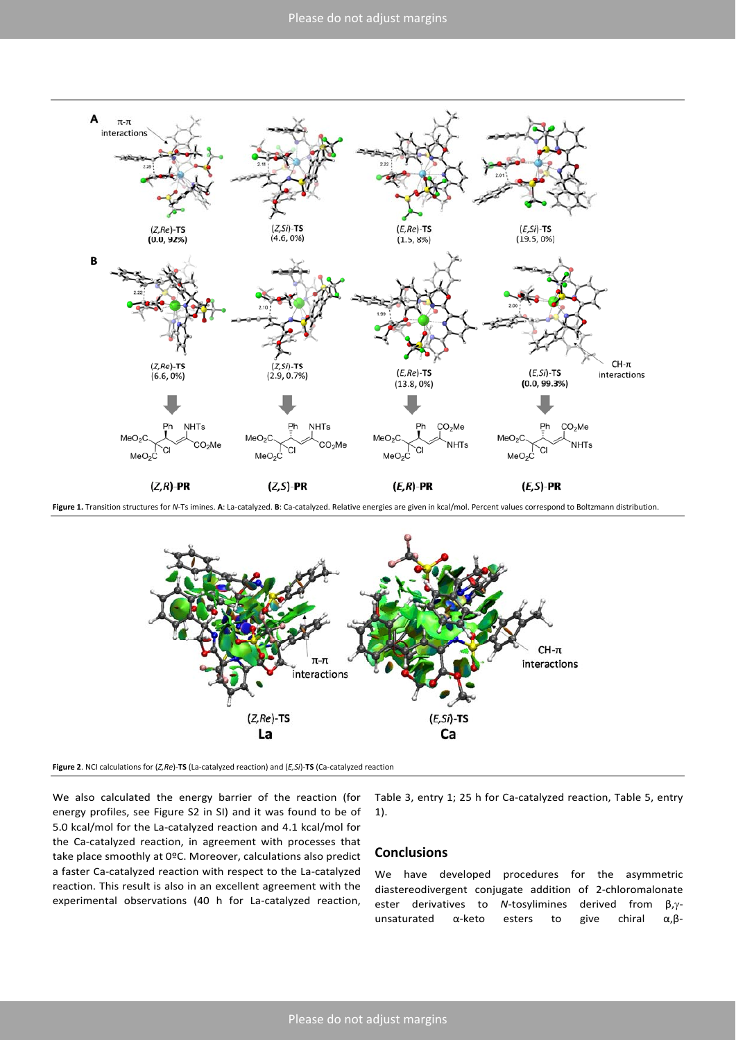**Figure 1.** Transition structures for *N*-Ts imines. **A**: La-catalyzed. **B**: Ca-catalyzed. Relative energies are given in kcal/mol. Percent values correspond to Boltzmann distribution.

**Figure 2**. NCI calculations for (*Z,Re*)-**TS** (La-catalyzed reaction) and (*E,Si*)-**TS** (Ca-catalyzed reaction

We also calculated the energy barrier of the reaction (for energy profiles, see Figure S2 in SI) and it was found to be of 5.0 kcal/mol for the La-catalyzed reaction and 4.1 kcal/mol for the Ca-catalyzed reaction, in agreement with processes that take place smoothly at 0ºC. Moreover, calculations also predict a faster Ca-catalyzed reaction with respect to the La-catalyzed reaction. This result is also in an excellent agreement with the experimental observations (40 h for La-catalyzed reaction, Table 3, entry 1; 25 h for Ca-catalyzed reaction, Table 5, entry 1).

## Conclusions

We have developed procedures for the asymmetric diastereodivergent conjugate addition of 2-chloromalonate ester derivatives to *N*-tosylimines derived from β,γ-unsaturated α-keto esters to give chiral α,β-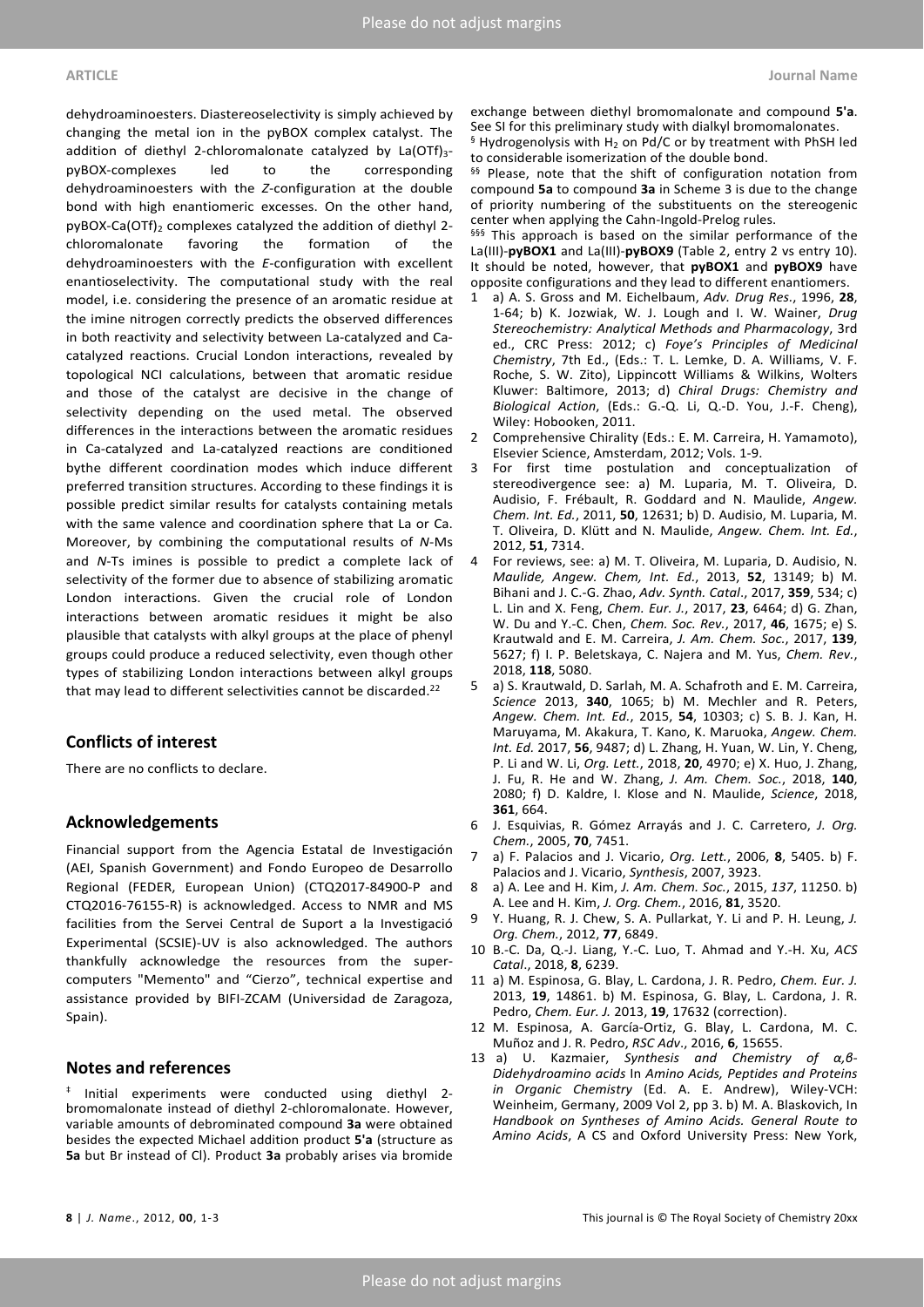dehydroaminoesters. Diastereoselectivity is simply achieved by changing the metal ion in the pyBOX complex catalyst. The addition of diethyl 2-chloromalonate catalyzed by $La(OTf)_3$-pyBOX-complexes led to the corresponding dehydroaminoesters with the *Z*-configuration at the double bond with high enantiomeric excesses. On the other hand, pyBOX-$Ca(OTf)_2$ complexes catalyzed the addition of diethyl 2-chloromalonate favoring the formation of the dehydroaminoesters with the *E*-configuration with excellent enantioselectivity. The computational study with the real model, i.e. considering the presence of an aromatic residue at the imine nitrogen correctly predicts the observed differences in both reactivity and selectivity between La-catalyzed and Ca-catalyzed reactions. Crucial London interactions, revealed by topological NCI calculations, between that aromatic residue and those of the catalyst are decisive in the change of selectivity depending on the used metal. The observed differences in the interactions between the aromatic residues in Ca-catalyzed and La-catalyzed reactions are conditioned bythe different coordination modes which induce different preferred transition structures. According to these findings it is possible predict similar results for catalysts containing metals with the same valence and coordination sphere that La or Ca. Moreover, by combining the computational results of *N*-Ms and *N*-Ts imines is possible to predict a complete lack of selectivity of the former due to absence of stabilizing aromatic London interactions. Given the crucial role of London interactions between aromatic residues it might be also plausible that catalysts with alkyl groups at the place of phenyl groups could produce a reduced selectivity, even though other types of stabilizing London interactions between alkyl groups that may lead to different selectivities cannot be discarded.[22]

## Conflicts of interest

There are no conflicts to declare.

## Acknowledgements

Financial support from the Agencia Estatal de Investigación (AEI, Spanish Government) and Fondo Europeo de Desarrollo Regional (FEDER, European Union) (CTQ2017-84900-P and CTQ2016-76155-R) is acknowledged. Access to NMR and MS facilities from the Servei Central de Suport a la Investigació Experimental (SCSIE)-UV is also acknowledged. The authors thankfully acknowledge the resources from the supercomputers "Memento" and "Cierzo", technical expertise and assistance provided by BIFI-ZCAM (Universidad de Zaragoza, Spain).

## Notes and references

‡ Initial experiments were conducted using diethyl 2-bromomalonate instead of diethyl 2-chloromalonate. However, variable amounts of debrominated compound **3a** were obtained besides the expected Michael addition product **5'a** (structure as **5a** but Br instead of Cl). Product **3a** probably arises via bromide exchange between diethyl bromomalonate and compound **5'a**. See SI for this preliminary study with dialkyl bromomalonates.

§ Hydrogenolysis with $H_2$ on Pd/C or by treatment with PhSH led to considerable isomerization of the double bond.

§§ Please, note that the shift of configuration notation from compound **5a** to compound **3a** in Scheme 3 is due to the change of priority numbering of the substituents on the stereogenic center when applying the Cahn-Ingold-Prelog rules.

§§§ This approach is based on the similar performance of the La(III)-**pyBOX1** and La(III)-**pyBOX9** (Table 2, entry 2 vs entry 10). It should be noted, however, that **pyBOX1** and **pyBOX9** have opposite configurations and they lead to different enantiomers.

1. a) A. S. Gross and M. Eichelbaum, *Adv. Drug Res.*, 1996, **28**, 1-64; b) K. Jozwiak, W. J. Lough and I. W. Wainer, *Drug Stereochemistry: Analytical Methods and Pharmacology*, 3rd ed., CRC Press: 2012; c) *Foye's Principles of Medicinal Chemistry*, 7th Ed., (Eds.: T. L. Lemke, D. A. Williams, V. F. Roche, S. W. Zito), Lippincott Williams & Wilkins, Wolters Kluwer: Baltimore, 2013; d) *Chiral Drugs: Chemistry and Biological Action*, (Eds.: G.-Q. Li, Q.-D. You, J.-F. Cheng), Wiley: Hobooken, 2011.
2. Comprehensive Chirality (Eds.: E. M. Carreira, H. Yamamoto), Elsevier Science, Amsterdam, 2012; Vols. 1-9.
3. For first time postulation and conceptualization of stereodivergence see: a) M. Luparia, M. T. Oliveira, D. Audisio, F. Frébault, R. Goddard and N. Maulide, *Angew. Chem. Int. Ed.*, 2011, **50**, 12631; b) D. Audisio, M. Luparia, M. T. Oliveira, D. Klütt and N. Maulide, *Angew. Chem. Int. Ed.*, 2012, **51**, 7314.
4. For reviews, see: a) M. T. Oliveira, M. Luparia, D. Audisio, N. Maulide, *Angew. Chem, Int. Ed.*, 2013, **52**, 13149; b) M. Bihani and J. C.-G. Zhao, *Adv. Synth. Catal*., 2017, **359**, 534; c) L. Lin and X. Feng, *Chem. Eur. J.*, 2017, **23**, 6464; d) G. Zhan, W. Du and Y.-C. Chen, *Chem. Soc. Rev.*, 2017, **46**, 1675; e) S. Krautwald and E. M. Carreira, *J. Am. Chem. Soc.*, 2017, **139**, 5627; f) I. P. Beletskaya, C. Najera and M. Yus, *Chem. Rev.*, 2018, **118**, 5080.
5. a) S. Krautwald, D. Sarlah, M. A. Schafroth and E. M. Carreira, *Science* 2013, **340**, 1065; b) M. Mechler and R. Peters, *Angew. Chem. Int. Ed.*, 2015, **54**, 10303; c) S. B. J. Kan, H. Maruyama, M. Akakura, T. Kano, K. Maruoka, *Angew. Chem. Int. Ed.* 2017, **56**, 9487; d) L. Zhang, H. Yuan, W. Lin, Y. Cheng, P. Li and W. Li, *Org. Lett.*, 2018, **20**, 4970; e) X. Huo, J. Zhang, J. Fu, R. He and W. Zhang, *J. Am. Chem. Soc.*, 2018, **140**, 2080; f) D. Kaldre, I. Klose and N. Maulide, *Science*, 2018, **361**, 664.
6. J. Esquivias, R. Gómez Arrayás and J. C. Carretero, *J. Org. Chem.*, 2005, **70**, 7451.
7. a) F. Palacios and J. Vicario, *Org. Lett.*, 2006, **8**, 5405. b) F. Palacios and J. Vicario, *Synthesis*, 2007, 3923.
8. a) A. Lee and H. Kim, *J. Am. Chem. Soc.*, 2015, *137*, 11250. b) A. Lee and H. Kim, *J. Org. Chem.*, 2016, **81**, 3520.
9. Y. Huang, R. J. Chew, S. A. Pullarkat, Y. Li and P. H. Leung, *J. Org. Chem.*, 2012, **77**, 6849.
10. B.-C. Da, Q.-J. Liang, Y.-C. Luo, T. Ahmad and Y.-H. Xu, *ACS Catal*., 2018, **8**, 6239.
11. a) M. Espinosa, G. Blay, L. Cardona, J. R. Pedro, *Chem. Eur. J.* 2013, **19**, 14861. b) M. Espinosa, G. Blay, L. Cardona, J. R. Pedro, *Chem. Eur. J.* 2013, **19**, 17632 (correction).
12. M. Espinosa, A. García-Ortiz, G. Blay, L. Cardona, M. C. Muñoz and J. R. Pedro, *RSC Adv*., 2016, **6**, 15655.
13. a) U. Kazmaier, *Synthesis and Chemistry of α,β-Didehydroamino acids* In *Amino Acids, Peptides and Proteins in Organic Chemistry* (Ed. A. E. Andrew), Wiley-VCH: Weinheim, Germany, 2009 Vol 2, pp 3. b) M. A. Blaskovich, In *Handbook on Syntheses of Amino Acids. General Route to Amino Acids*, A CS and Oxford University Press: New York,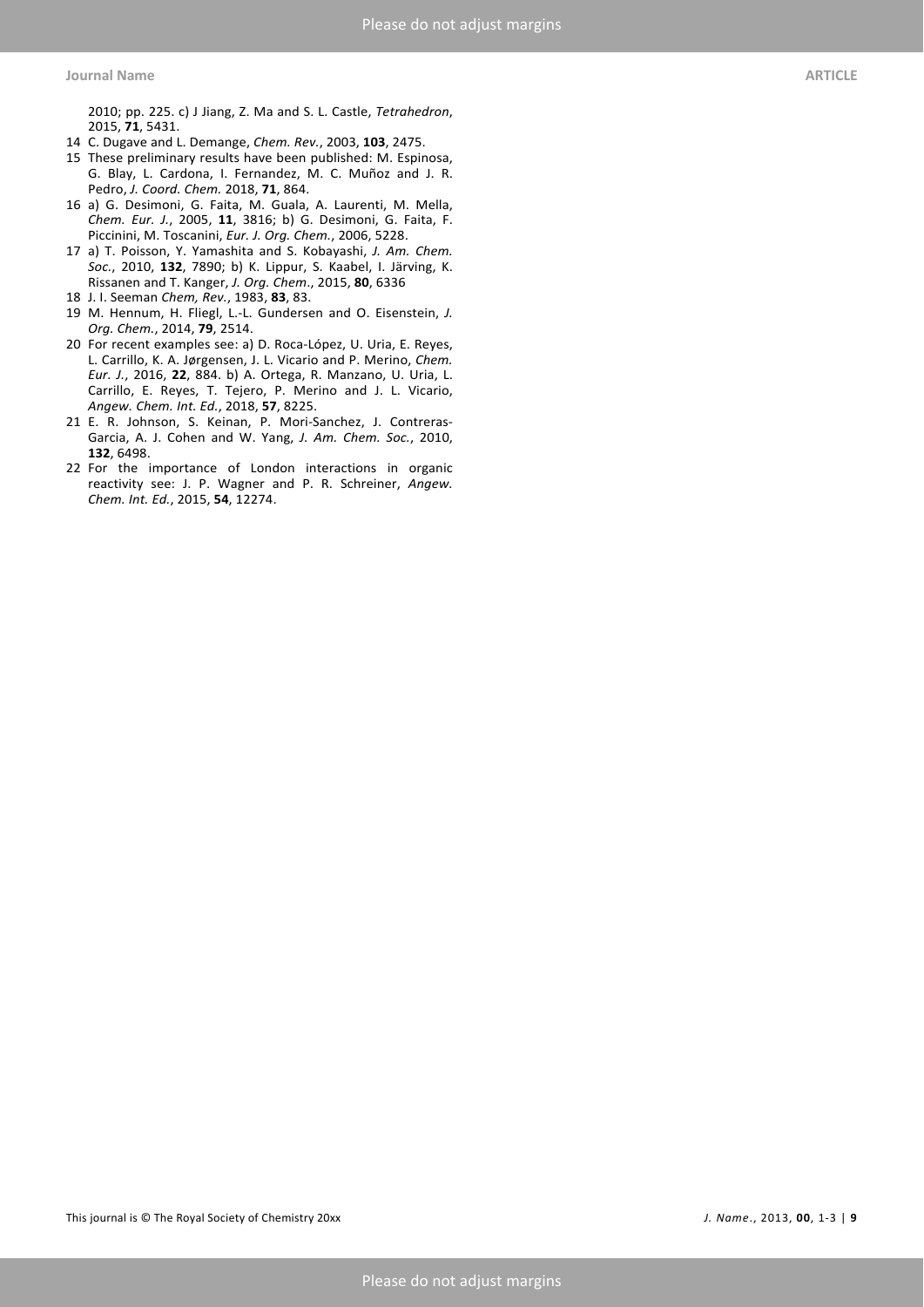2010; pp. 225. c) J Jiang, Z. Ma and S. L. Castle, *Tetrahedron*, 2015, **71**, 5431.

14 C. Dugave and L. Demange, *Chem. Rev.*, 2003, **103**, 2475.

15 These preliminary results have been published: M. Espinosa, G. Blay, L. Cardona, I. Fernandez, M. C. Muñoz and J. R. Pedro, *J. Coord. Chem.* 2018, **71**, 864.

16 a) G. Desimoni, G. Faita, M. Guala, A. Laurenti, M. Mella, *Chem. Eur. J.*, 2005, **11**, 3816; b) G. Desimoni, G. Faita, F. Piccinini, M. Toscanini, *Eur. J. Org. Chem.*, 2006, 5228.

17 a) T. Poisson, Y. Yamashita and S. Kobayashi, *J. Am. Chem. Soc.*, 2010, **132**, 7890; b) K. Lippur, S. Kaabel, I. Järving, K. Rissanen and T. Kanger, *J. Org. Chem*., 2015, **80**, 6336

18 J. I. Seeman *Chem, Rev.*, 1983, **83**, 83.

19 M. Hennum, H. Fliegl, L.-L. Gundersen and O. Eisenstein, *J. Org. Chem.*, 2014, **79**, 2514.

20 For recent examples see: a) D. Roca-López, U. Uria, E. Reyes, L. Carrillo, K. A. Jørgensen, J. L. Vicario and P. Merino, *Chem. Eur. J.*, 2016, **22**, 884. b) A. Ortega, R. Manzano, U. Uria, L. Carrillo, E. Reyes, T. Tejero, P. Merino and J. L. Vicario, *Angew. Chem. Int. Ed.*, 2018, **57**, 8225.

21 E. R. Johnson, S. Keinan, P. Mori-Sanchez, J. Contreras-Garcia, A. J. Cohen and W. Yang, *J. Am. Chem. Soc.*, 2010, **132**, 6498.

22 For the importance of London interactions in organic reactivity see: J. P. Wagner and P. R. Schreiner, *Angew. Chem. Int. Ed.*, 2015, **54**, 12274.